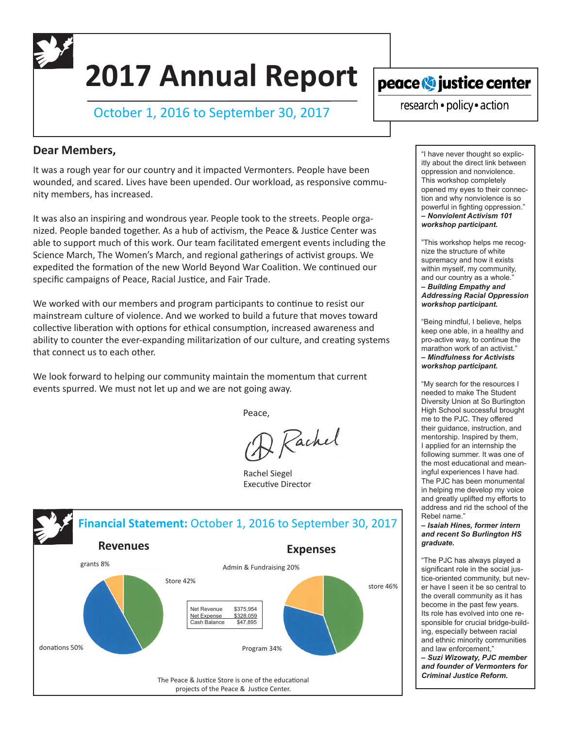# 2017 Annual Report

October 1, 2016 to September 30, 2017

**peace & justice center**

research • policy • action

## Dear Members,

It was a rough year for our country and it impacted Vermonters. People have been wounded, and scared. Lives have been upended. Our workload, as responsive community members, has increased.

It was also an inspiring and wondrous year. People took to the streets. People organized. People banded together. As a hub of activism, the Peace & Justice Center was able to support much of this work. Our team facilitated emergent events including the Science March, The Women's March, and regional gatherings of activist groups. We expedited the formation of the new World Beyond War Coalition. We continued our specific campaigns of Peace, Racial Justice, and Fair Trade.

We worked with our members and program participants to continue to resist our mainstream culture of violence. And we worked to build a future that moves toward collective liberation with options for ethical consumption, increased awareness and ability to counter the ever-expanding militarization of our culture, and creating systems that connect us to each other.

We look forward to helping our community maintain the momentum that current events spurred. We must not let up and we are not going away.

Peace,

Rachel

Rachel Siegel
Executive Director

## Financial Statement: October 1, 2016 to September 30, 2017

### Revenues

- grants 8%
- Store 42%
- donations 50%

### Expenses

- Admin & Fundraising 20%
- store 46%
- Program 34%

| | |
|---|---|
| Net Revenue | $375,954 |
| Net Expense | $328,059 |
| Cash Balance | $47,895 |

The Peace & Justice Store is one of the educational projects of the Peace & Justice Center.

---

"I have never thought so explicitly about the direct link between oppression and nonviolence. This workshop completely opened my eyes to their connection and why nonviolence is so powerful in fighting oppression."
***– Nonviolent Activism 101 workshop participant.***

"This workshop helps me recognize the structure of white supremacy and how it exists within myself, my community, and our country as a whole."
***– Building Empathy and Addressing Racial Oppression workshop participant.***

"Being mindful, I believe, helps keep one able, in a healthy and pro-active way, to continue the marathon work of an activist."
***– Mindfulness for Activists workshop participant.***

"My search for the resources I needed to make The Student Diversity Union at So Burlington High School successful brought me to the PJC. They offered their guidance, instruction, and mentorship. Inspired by them, I applied for an internship the following summer. It was one of the most educational and meaningful experiences I have had. The PJC has been monumental in helping me develop my voice and greatly uplifted my efforts to address and rid the school of the Rebel name."
***– Isaiah Hines, former intern and recent So Burlington HS graduate.***

"The PJC has always played a significant role in the social justice-oriented community, but never have I seen it be so central to the overall community as it has become in the past few years. Its role has evolved into one responsible for crucial bridge-building, especially between racial and ethnic minority communities and law enforcement,"
***– Suzi Wizowaty, PJC member and founder of Vermonters for Criminal Justice Reform.***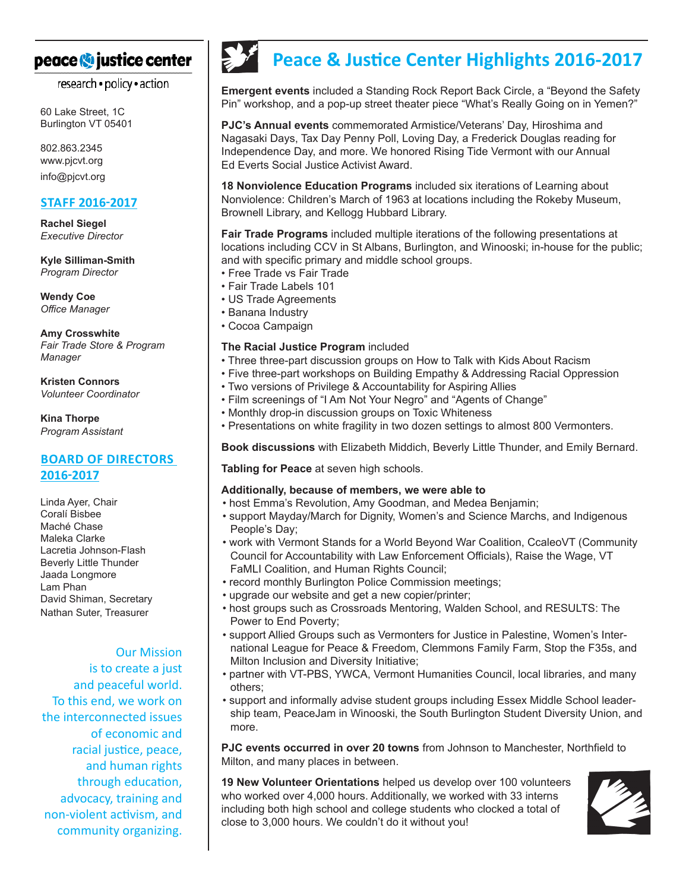**peace justice center**

research • policy • action

60 Lake Street, 1C
Burlington VT 05401

802.863.2345
www.pjcvt.org
info@pjcvt.org

## STAFF 2016-2017

**Rachel Siegel**
*Executive Director*

**Kyle Silliman-Smith**
*Program Director*

**Wendy Coe**
*Office Manager*

**Amy Crosswhite**
*Fair Trade Store & Program Manager*

**Kristen Connors**
*Volunteer Coordinator*

**Kina Thorpe**
*Program Assistant*

## BOARD OF DIRECTORS 2016-2017

Linda Ayer, Chair
Coralí Bisbee
Maché Chase
Maleka Clarke
Lacretia Johnson-Flash
Beverly Little Thunder
Jaada Longmore
Lam Phan
David Shiman, Secretary
Nathan Suter, Treasurer

Our Mission is to create a just and peaceful world. To this end, we work on the interconnected issues of economic and racial justice, peace, and human rights through education, advocacy, training and non-violent activism, and community organizing.

# Peace & Justice Center Highlights 2016-2017

**Emergent events** included a Standing Rock Report Back Circle, a "Beyond the Safety Pin" workshop, and a pop-up street theater piece "What's Really Going on in Yemen?"

**PJC's Annual events** commemorated Armistice/Veterans' Day, Hiroshima and Nagasaki Days, Tax Day Penny Poll, Loving Day, a Frederick Douglas reading for Independence Day, and more. We honored Rising Tide Vermont with our Annual Ed Everts Social Justice Activist Award.

**18 Nonviolence Education Programs** included six iterations of Learning about Nonviolence: Children's March of 1963 at locations including the Rokeby Museum, Brownell Library, and Kellogg Hubbard Library.

**Fair Trade Programs** included multiple iterations of the following presentations at locations including CCV in St Albans, Burlington, and Winooski; in-house for the public; and with specific primary and middle school groups.

- Free Trade vs Fair Trade
- Fair Trade Labels 101
- US Trade Agreements
- Banana Industry
- Cocoa Campaign

**The Racial Justice Program** included

- Three three-part discussion groups on How to Talk with Kids About Racism
- Five three-part workshops on Building Empathy & Addressing Racial Oppression
- Two versions of Privilege & Accountability for Aspiring Allies
- Film screenings of "I Am Not Your Negro" and "Agents of Change"
- Monthly drop-in discussion groups on Toxic Whiteness
- Presentations on white fragility in two dozen settings to almost 800 Vermonters.

**Book discussions** with Elizabeth Middich, Beverly Little Thunder, and Emily Bernard.

**Tabling for Peace** at seven high schools.

**Additionally, because of members, we were able to**

- host Emma's Revolution, Amy Goodman, and Medea Benjamin;
- support Mayday/March for Dignity, Women's and Science Marchs, and Indigenous People's Day;
- work with Vermont Stands for a World Beyond War Coalition, CcaleoVT (Community Council for Accountability with Law Enforcement Officials), Raise the Wage, VT FaMLI Coalition, and Human Rights Council;
- record monthly Burlington Police Commission meetings;
- upgrade our website and get a new copier/printer;
- host groups such as Crossroads Mentoring, Walden School, and RESULTS: The Power to End Poverty;
- support Allied Groups such as Vermonters for Justice in Palestine, Women's International League for Peace & Freedom, Clemmons Family Farm, Stop the F35s, and Milton Inclusion and Diversity Initiative;
- partner with VT-PBS, YWCA, Vermont Humanities Council, local libraries, and many others;
- support and informally advise student groups including Essex Middle School leadership team, PeaceJam in Winooski, the South Burlington Student Diversity Union, and more.

**PJC events occurred in over 20 towns** from Johnson to Manchester, Northfield to Milton, and many places in between.

**19 New Volunteer Orientations** helped us develop over 100 volunteers who worked over 4,000 hours. Additionally, we worked with 33 interns including both high school and college students who clocked a total of close to 3,000 hours. We couldn't do it without you!